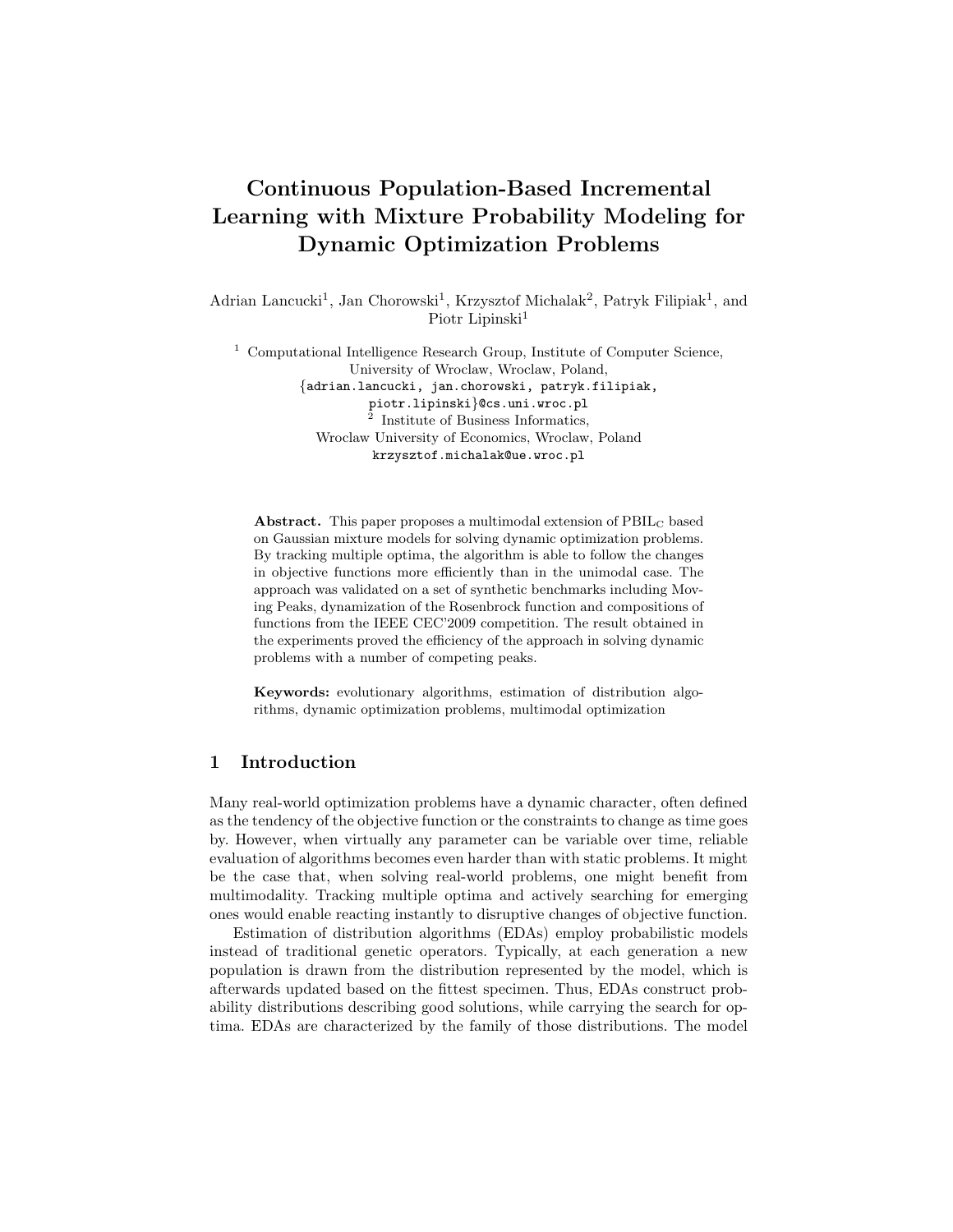# Continuous Population-Based Incremental Learning with Mixture Probability Modeling for Dynamic Optimization Problems

Adrian Lancucki[1], Jan Chorowski[1], Krzysztof Michalak[2], Patryk Filipiak[1], and Piotr Lipinski[1]

[1] Computational Intelligence Research Group, Institute of Computer Science, University of Wroclaw, Wroclaw, Poland,
{adrian.lancucki, jan.chorowski, patryk.filipiak, piotr.lipinski}@cs.uni.wroc.pl

[2] Institute of Business Informatics, Wroclaw University of Economics, Wroclaw, Poland
krzysztof.michalak@ue.wroc.pl

**Abstract.** This paper proposes a multimodal extension of $\text{PBIL}_\text{C}$ based on Gaussian mixture models for solving dynamic optimization problems. By tracking multiple optima, the algorithm is able to follow the changes in objective functions more efficiently than in the unimodal case. The approach was validated on a set of synthetic benchmarks including Moving Peaks, dynamization of the Rosenbrock function and compositions of functions from the IEEE CEC'2009 competition. The result obtained in the experiments proved the efficiency of the approach in solving dynamic problems with a number of competing peaks.

**Keywords:** evolutionary algorithms, estimation of distribution algorithms, dynamic optimization problems, multimodal optimization

## 1 Introduction

Many real-world optimization problems have a dynamic character, often defined as the tendency of the objective function or the constraints to change as time goes by. However, when virtually any parameter can be variable over time, reliable evaluation of algorithms becomes even harder than with static problems. It might be the case that, when solving real-world problems, one might benefit from multimodality. Tracking multiple optima and actively searching for emerging ones would enable reacting instantly to disruptive changes of objective function.

Estimation of distribution algorithms (EDAs) employ probabilistic models instead of traditional genetic operators. Typically, at each generation a new population is drawn from the distribution represented by the model, which is afterwards updated based on the fittest specimen. Thus, EDAs construct probability distributions describing good solutions, while carrying the search for optima. EDAs are characterized by the family of those distributions. The model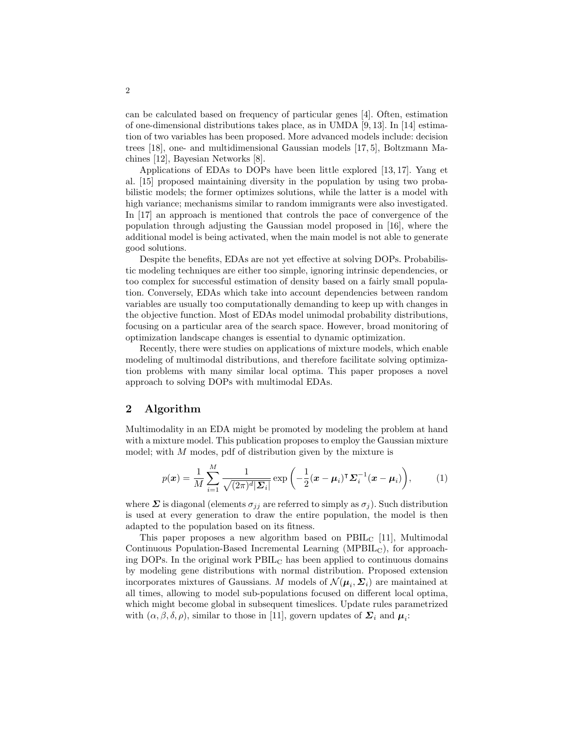can be calculated based on frequency of particular genes [4]. Often, estimation of one-dimensional distributions takes place, as in UMDA [9, 13]. In [14] estimation of two variables has been proposed. More advanced models include: decision trees [18], one- and multidimensional Gaussian models [17, 5], Boltzmann Machines [12], Bayesian Networks [8].

Applications of EDAs to DOPs have been little explored [13, 17]. Yang et al. [15] proposed maintaining diversity in the population by using two probabilistic models; the former optimizes solutions, while the latter is a model with high variance; mechanisms similar to random immigrants were also investigated. In [17] an approach is mentioned that controls the pace of convergence of the population through adjusting the Gaussian model proposed in [16], where the additional model is being activated, when the main model is not able to generate good solutions.

Despite the benefits, EDAs are not yet effective at solving DOPs. Probabilistic modeling techniques are either too simple, ignoring intrinsic dependencies, or too complex for successful estimation of density based on a fairly small population. Conversely, EDAs which take into account dependencies between random variables are usually too computationally demanding to keep up with changes in the objective function. Most of EDAs model unimodal probability distributions, focusing on a particular area of the search space. However, broad monitoring of optimization landscape changes is essential to dynamic optimization.

Recently, there were studies on applications of mixture models, which enable modeling of multimodal distributions, and therefore facilitate solving optimization problems with many similar local optima. This paper proposes a novel approach to solving DOPs with multimodal EDAs.

## 2 Algorithm

Multimodality in an EDA might be promoted by modeling the problem at hand with a mixture model. This publication proposes to employ the Gaussian mixture model; with $M$ modes, pdf of distribution given by the mixture is

$$p(\boldsymbol{x}) = \frac{1}{M} \sum_{i=1}^{M} \frac{1}{\sqrt{(2\pi)^d |\boldsymbol{\Sigma}_i|}} \exp\left( -\frac{1}{2} (\boldsymbol{x} - \boldsymbol{\mu}_i)^\intercal \boldsymbol{\Sigma}_i^{-1} (\boldsymbol{x} - \boldsymbol{\mu}_i) \right), \tag{1}$$

where $\boldsymbol{\Sigma}$ is diagonal (elements $\sigma_{jj}$ are referred to simply as $\sigma_j$). Such distribution is used at every generation to draw the entire population, the model is then adapted to the population based on its fitness.

This paper proposes a new algorithm based on $\text{PBIL}_\text{C}$ [11], Multimodal Continuous Population-Based Incremental Learning ($\text{MPBIL}_\text{C}$), for approaching DOPs. In the original work $\text{PBIL}_\text{C}$ has been applied to continuous domains by modeling gene distributions with normal distribution. Proposed extension incorporates mixtures of Gaussians. $M$ models of $\mathcal{N}(\boldsymbol{\mu}_i, \boldsymbol{\Sigma}_i)$ are maintained at all times, allowing to model sub-populations focused on different local optima, which might become global in subsequent timeslices. Update rules parametrized with $(\alpha, \beta, \delta, \rho)$, similar to those in [11], govern updates of $\boldsymbol{\Sigma}_i$ and $\boldsymbol{\mu}_i$: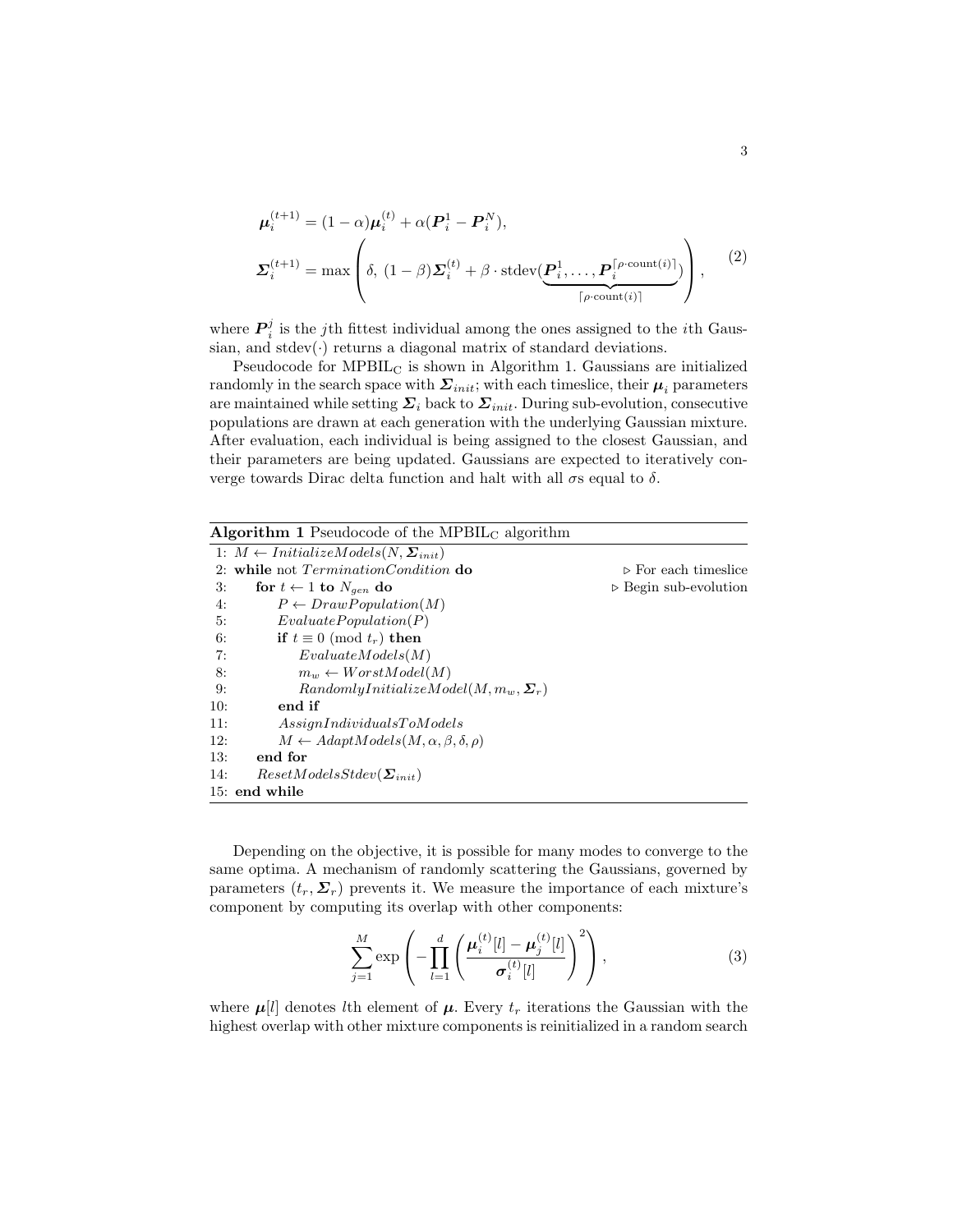$$
\begin{aligned}
\boldsymbol{\mu}_i^{(t+1)} &= (1-\alpha)\boldsymbol{\mu}_i^{(t)} + \alpha(\boldsymbol{P}_i^1 - \boldsymbol{P}_i^N), \\
\boldsymbol{\Sigma}_i^{(t+1)} &= \max\left(\delta,\ (1-\beta)\boldsymbol{\Sigma}_i^{(t)} + \beta \cdot \mathrm{stdev}(\underbrace{\boldsymbol{P}_i^1, \ldots, \boldsymbol{P}_i^{\lceil \rho \cdot \mathrm{count}(i) \rceil}}_{\lceil \rho \cdot \mathrm{count}(i) \rceil})\right),
\end{aligned}
\tag{2}
$$

where $\boldsymbol{P}_i^j$ is the $j$th fittest individual among the ones assigned to the $i$th Gaussian, and $\mathrm{stdev}(\cdot)$ returns a diagonal matrix of standard deviations.

Pseudocode for $\mathrm{MPBIL_C}$ is shown in Algorithm 1. Gaussians are initialized randomly in the search space with $\boldsymbol{\Sigma}_{init}$; with each timeslice, their $\boldsymbol{\mu}_i$ parameters are maintained while setting $\boldsymbol{\Sigma}_i$ back to $\boldsymbol{\Sigma}_{init}$. During sub-evolution, consecutive populations are drawn at each generation with the underlying Gaussian mixture. After evaluation, each individual is being assigned to the closest Gaussian, and their parameters are being updated. Gaussians are expected to iteratively converge towards Dirac delta function and halt with all $\sigma$s equal to $\delta$.

**Algorithm 1** Pseudocode of the $\mathrm{MPBIL_C}$ algorithm

```
1: M ← InitializeModels(N, Σ_init)
2: while not TerminationCondition do                ▷ For each timeslice
3:     for t ← 1 to N_gen do                         ▷ Begin sub-evolution
4:         P ← DrawPopulation(M)
5:         EvaluatePopulation(P)
6:         if t ≡ 0 (mod t_r) then
7:             EvaluateModels(M)
8:             m_w ← WorstModel(M)
9:             RandomlyInitializeModel(M, m_w, Σ_r)
10:        end if
11:        AssignIndividualsToModels
12:        M ← AdaptModels(M, α, β, δ, ρ)
13:    end for
14:    ResetModelsStdev(Σ_init)
15: end while
```

Depending on the objective, it is possible for many modes to converge to the same optima. A mechanism of randomly scattering the Gaussians, governed by parameters $(t_r, \boldsymbol{\Sigma}_r)$ prevents it. We measure the importance of each mixture's component by computing its overlap with other components:

$$
\sum_{j=1}^{M} \exp\left(-\prod_{l=1}^{d}\left(\frac{\boldsymbol{\mu}_i^{(t)}[l] - \boldsymbol{\mu}_j^{(t)}[l]}{\boldsymbol{\sigma}_i^{(t)}[l]}\right)^2\right),
\tag{3}
$$

where $\boldsymbol{\mu}[l]$ denotes $l$th element of $\boldsymbol{\mu}$. Every $t_r$ iterations the Gaussian with the highest overlap with other mixture components is reinitialized in a random search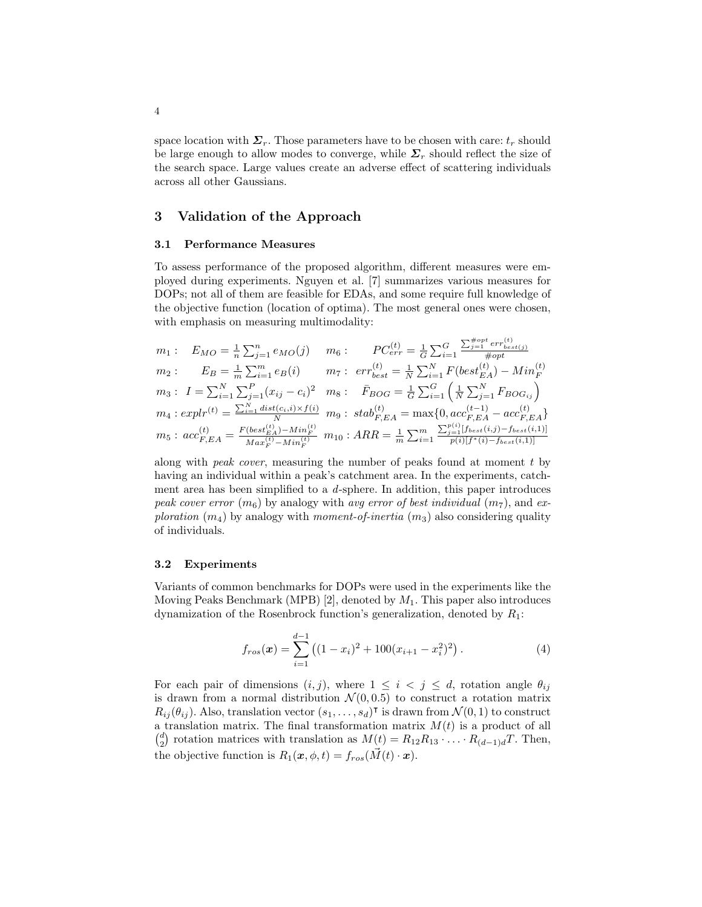space location with $\boldsymbol{\Sigma}_r$. Those parameters have to be chosen with care: $t_r$ should be large enough to allow modes to converge, while $\boldsymbol{\Sigma}_r$ should reflect the size of the search space. Large values create an adverse effect of scattering individuals across all other Gaussians.

## 3 Validation of the Approach

### 3.1 Performance Measures

To assess performance of the proposed algorithm, different measures were employed during experiments. Nguyen et al. [7] summarizes various measures for DOPs; not all of them are feasible for EDAs, and some require full knowledge of the objective function (location of optima). The most general ones were chosen, with emphasis on measuring multimodality:

$$
\begin{array}{llll}
m_1: & E_{MO} = \frac{1}{n}\sum_{j=1}^{n} e_{MO}(j) & m_6: & PC_{err}^{(t)} = \frac{1}{G}\sum_{i=1}^{G} \frac{\sum_{j=1}^{\#opt} err_{best(j)}^{(t)}}{\#opt} \\
m_2: & E_B = \frac{1}{m}\sum_{i=1}^{m} e_B(i) & m_7: & err_{best}^{(t)} = \frac{1}{N}\sum_{i=1}^{N} F(best_{EA}^{(t)}) - Min_F^{(t)} \\
m_3: & I = \sum_{i=1}^{N}\sum_{j=1}^{P}(x_{ij}-c_i)^2 & m_8: & \bar{F}_{BOG} = \frac{1}{G}\sum_{i=1}^{G}\left(\frac{1}{N}\sum_{j=1}^{N} F_{BOG_{ij}}\right) \\
m_4: & explr^{(t)} = \frac{\sum_{i=1}^{N} dist(c_i,i)\times f(i)}{N} & m_9: & stab_{F,EA}^{(t)} = \max\{0, acc_{F,EA}^{(t-1)} - acc_{F,EA}^{(t)}\} \\
m_5: & acc_{F,EA}^{(t)} = \frac{F(best_{EA}^{(t)}) - Min_F^{(t)}}{Max_F^{(t)} - Min_F^{(t)}} & m_{10}: & ARR = \frac{1}{m}\sum_{i=1}^{m} \frac{\sum_{j=1}^{p(i)}[f_{best}(i,j) - f_{best}(i,1)]}{p(i)[f^*(i) - f_{best}(i,1)]}
\end{array}
$$

along with *peak cover*, measuring the number of peaks found at moment $t$ by having an individual within a peak's catchment area. In the experiments, catchment area has been simplified to a $d$-sphere. In addition, this paper introduces *peak cover error* ($m_6$) by analogy with *avg error of best individual* ($m_7$), and *exploration* ($m_4$) by analogy with *moment-of-inertia* ($m_3$) also considering quality of individuals.

### 3.2 Experiments

Variants of common benchmarks for DOPs were used in the experiments like the Moving Peaks Benchmark (MPB) [2], denoted by $M_1$. This paper also introduces dynamization of the Rosenbrock function's generalization, denoted by $R_1$:

$$
f_{ros}(\boldsymbol{x}) = \sum_{i=1}^{d-1}\left((1-x_i)^2 + 100(x_{i+1} - x_i^2)^2\right). \tag{4}
$$

For each pair of dimensions $(i, j)$, where $1 \leq i < j \leq d$, rotation angle $\theta_{ij}$ is drawn from a normal distribution $\mathcal{N}(0, 0.5)$ to construct a rotation matrix $R_{ij}(\theta_{ij})$. Also, translation vector $(s_1, \ldots, s_d)^\intercal$ is drawn from $\mathcal{N}(0, 1)$ to construct a translation matrix. The final transformation matrix $M(t)$ is a product of all $\binom{d}{2}$ rotation matrices with translation as $M(t) = R_{12}R_{13} \cdot \ldots \cdot R_{(d-1)d}T$. Then, the objective function is $R_1(\boldsymbol{x}, \phi, t) = f_{ros}(\vec{M}(t) \cdot \boldsymbol{x})$.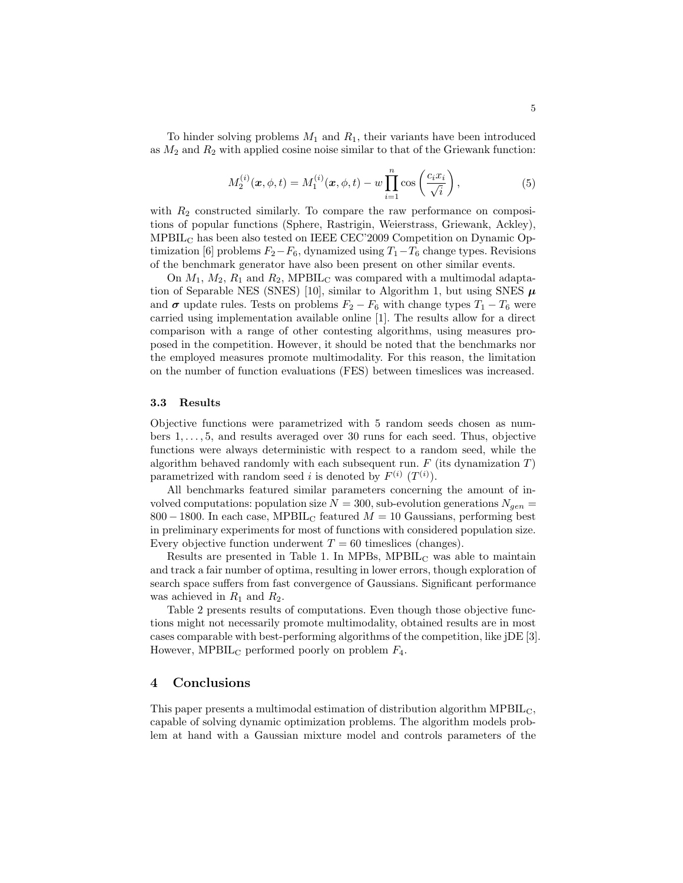To hinder solving problems $M_1$ and $R_1$, their variants have been introduced as $M_2$ and $R_2$ with applied cosine noise similar to that of the Griewank function:

$$M_2^{(i)}(\boldsymbol{x}, \phi, t) = M_1^{(i)}(\boldsymbol{x}, \phi, t) - w \prod_{i=1}^{n} \cos\left(\frac{c_i x_i}{\sqrt{i}}\right), \tag{5}$$

with $R_2$ constructed similarly. To compare the raw performance on compositions of popular functions (Sphere, Rastrigin, Weierstrass, Griewank, Ackley), $\text{MPBIL}_\text{C}$ has been also tested on IEEE CEC'2009 Competition on Dynamic Optimization [6] problems $F_2 - F_6$, dynamized using $T_1 - T_6$ change types. Revisions of the benchmark generator have also been present on other similar events.

On $M_1$, $M_2$, $R_1$ and $R_2$, $\text{MPBIL}_\text{C}$ was compared with a multimodal adaptation of Separable NES (SNES) [10], similar to Algorithm 1, but using SNES $\boldsymbol{\mu}$ and $\boldsymbol{\sigma}$ update rules. Tests on problems $F_2 - F_6$ with change types $T_1 - T_6$ were carried using implementation available online [1]. The results allow for a direct comparison with a range of other contesting algorithms, using measures proposed in the competition. However, it should be noted that the benchmarks nor the employed measures promote multimodality. For this reason, the limitation on the number of function evaluations (FES) between timeslices was increased.

### 3.3 Results

Objective functions were parametrized with 5 random seeds chosen as numbers $1, \ldots, 5$, and results averaged over 30 runs for each seed. Thus, objective functions were always deterministic with respect to a random seed, while the algorithm behaved randomly with each subsequent run. $F$ (its dynamization $T$) parametrized with random seed $i$ is denoted by $F^{(i)}$ ($T^{(i)}$).

All benchmarks featured similar parameters concerning the amount of involved computations: population size $N = 300$, sub-evolution generations $N_{gen} = 800 - 1800$. In each case, $\text{MPBIL}_\text{C}$ featured $M = 10$ Gaussians, performing best in preliminary experiments for most of functions with considered population size. Every objective function underwent $T = 60$ timeslices (changes).

Results are presented in Table 1. In MPBs, $\text{MPBIL}_\text{C}$ was able to maintain and track a fair number of optima, resulting in lower errors, though exploration of search space suffers from fast convergence of Gaussians. Significant performance was achieved in $R_1$ and $R_2$.

Table 2 presents results of computations. Even though those objective functions might not necessarily promote multimodality, obtained results are in most cases comparable with best-performing algorithms of the competition, like jDE [3]. However, $\text{MPBIL}_\text{C}$ performed poorly on problem $F_4$.

## 4 Conclusions

This paper presents a multimodal estimation of distribution algorithm $\text{MPBIL}_\text{C}$, capable of solving dynamic optimization problems. The algorithm models problem at hand with a Gaussian mixture model and controls parameters of the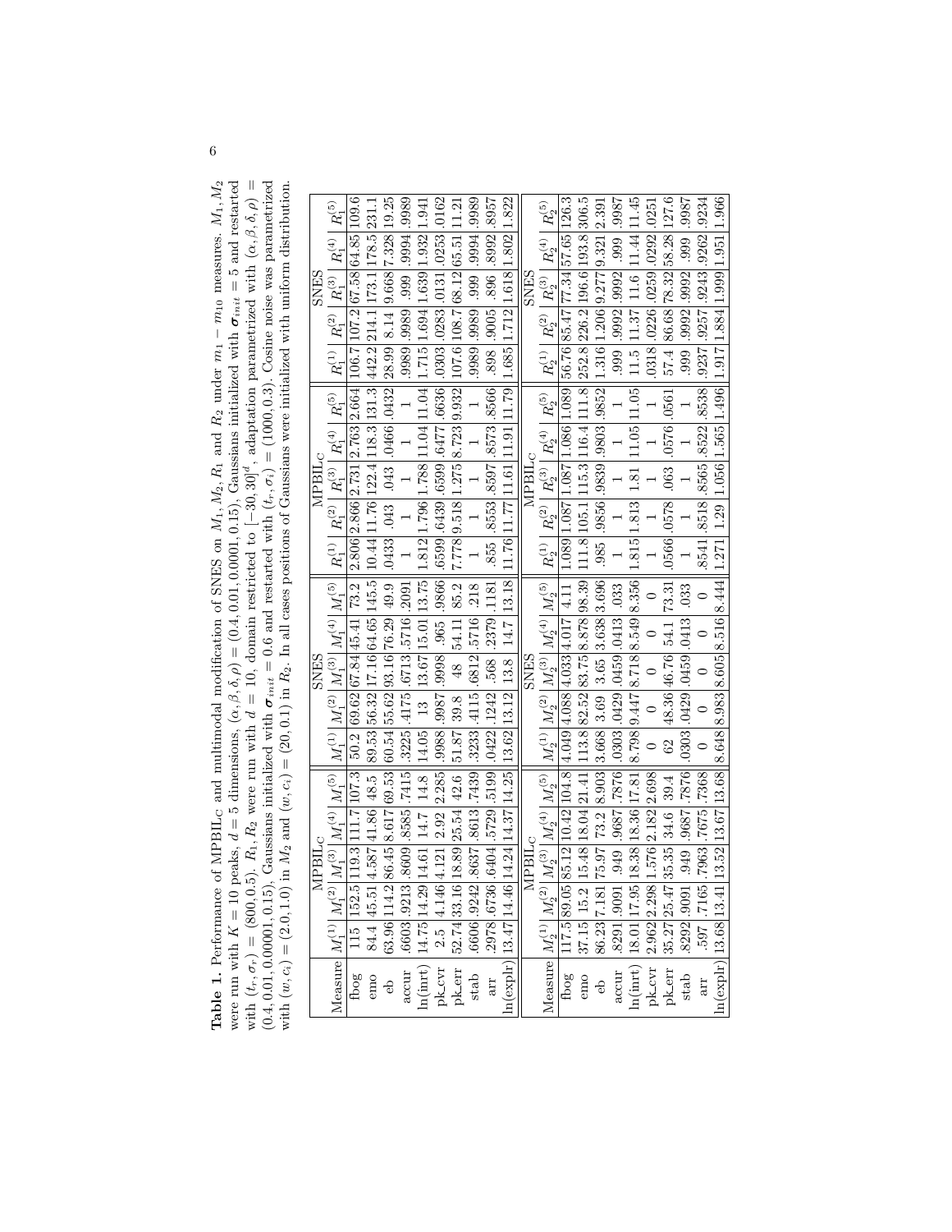**Table 1.** Performance of MPBIL$_C$ and multimodal modification of SNES on $M_1, M_2, R_1$ and $R_2$ under $m_1 - m_{10}$ measures. $M_1, M_2$ were run with $K = 10$ peaks, $d = 5$ dimensions, $(\alpha, \beta, \delta, \rho) = (0.4, 0.01, 0.0001, 0.15)$, Gaussians initialized with $\boldsymbol{\sigma}_{init} = 5$ and restarted with $(t_r, \sigma_r) = (800, 0.5)$. $R_1, R_2$ were run with $d = 10$, domain restricted to $[-30, 30]^d$, adaptation parametrized with $(\alpha, \beta, \delta, \rho) = (0.4, 0.01, 0.00001, 0.15)$, Gaussians initialized with $\boldsymbol{\sigma}_{init} = 0.6$ and restarted with $(t_r, \sigma_i) = (1000, 0.3)$. Cosine noise was parametrized with $(w, c_i) = (2.0, 1.0)$ in $M_2$ and $(w, c_i) = (20, 0.1)$ in $R_2$. In all cases positions of Gaussians were initialized with uniform distribution.

| | MPBIL$_C$ | | | | | SNES | | | | |
|---|---|---|---|---|---|---|---|---|---|---|
| Measure | $M_1^{(1)}$ | $M_1^{(2)}$ | $M_1^{(3)}$ | $M_1^{(4)}$ | $M_1^{(5)}$ | $M_1^{(1)}$ | $M_1^{(2)}$ | $M_1^{(3)}$ | $M_1^{(4)}$ | $M_1^{(5)}$ |
| fbog | 115 | 152.5 | 119.3 | 111.7 | 107.3 | 50.2 | 69.62 | 67.84 | 45.41 | 73.2 |
| emo | 84.4 | 45.51 | 4.587 | 41.86 | 48.5 | 89.53 | 56.32 | 17.16 | 64.65 | 145.5 |
| eb | 63.96 | 114.2 | 86.45 | 8.617 | 69.53 | 60.54 | 55.62 | 93.16 | 76.29 | 49.9 |
| accur | .6603 | .9213 | .8609 | .8585 | .7415 | .3225 | .4175 | .6713 | .5716 | .2091 |
| ln(imrt) | 14.75 | 14.29 | 14.61 | 14.7 | 14.8 | 14.05 | 13 | 13.67 | 15.01 | 13.75 |
| pk_cvr | 2.5 | 4.146 | 4.121 | 2.92 | 2.285 | .9988 | .9987 | .9998 | .965 | .9866 |
| pk_err | 52.74 | 33.16 | 18.89 | 25.54 | 42.6 | 51.87 | 39.8 | 48 | 54.11 | 85.2 |
| stab | .6606 | .9242 | .8637 | .8613 | .7439 | .3233 | .4115 | .6812 | .5716 | .218 |
| arr | .2978 | .6736 | .6404 | .5729 | .5199 | .0422 | .1242 | .568 | .2379 | .1181 |
| ln(explr) | 13.47 | 14.46 | 14.24 | 14.37 | 14.25 | 13.62 | 13.12 | 13.8 | 14.7 | 13.18 |

| | MPBIL$_C$ | | | | | SNES | | | | |
|---|---|---|---|---|---|---|---|---|---|---|
| Measure | $R_1^{(1)}$ | $R_1^{(2)}$ | $R_1^{(3)}$ | $R_1^{(4)}$ | $R_1^{(5)}$ | $R_1^{(1)}$ | $R_1^{(2)}$ | $R_1^{(3)}$ | $R_1^{(4)}$ | $R_1^{(5)}$ |
| fbog | 2.806 | 2.866 | 2.731 | 2.763 | 2.664 | 106.7 | 107.2 | 67.58 | 64.85 | 109.6 |
| emo | 10.44 | 11.76 | 122.4 | 118.3 | 131.3 | 442.2 | 214.1 | 173.1 | 178.5 | 231.1 |
| eb | .0433 | .043 | .043 | .0466 | .0432 | 28.99 | 8.14 | 9.668 | 7.328 | 19.25 |
| accur | 1 | 1 | 1 | 1 | 1 | .9989 | .9989 | .999 | .9994 | .9989 |
| ln(imrt) | 1.812 | 1.796 | 1.788 | 11.04 | 11.04 | 1.715 | 1.694 | 1.639 | 1.932 | 1.941 |
| pk_cvr | .6599 | .6439 | .6599 | .6477 | .6636 | .0303 | .0283 | .0131 | .0253 | .0162 |
| pk_err | 7.778 | 9.518 | 1.275 | 8.723 | 9.932 | 107.6 | 108.7 | 68.12 | 65.51 | 11.21 |
| stab | 1 | 1 | 1 | 1 | 1 | .9989 | .9989 | .999 | .9994 | .9989 |
| arr | .855 | .8553 | .8597 | .8573 | .8566 | .898 | .9005 | .896 | .8992 | .8957 |
| ln(explr) | 11.76 | 11.77 | 11.61 | 11.91 | 11.79 | 1.685 | 1.712 | 1.618 | 1.802 | 1.822 |

| | MPBIL$_C$ | | | | | SNES | | | | |
|---|---|---|---|---|---|---|---|---|---|---|
| Measure | $M_2^{(1)}$ | $M_2^{(2)}$ | $M_2^{(3)}$ | $M_2^{(4)}$ | $M_2^{(5)}$ | $M_2^{(1)}$ | $M_2^{(2)}$ | $M_2^{(3)}$ | $M_2^{(4)}$ | $M_2^{(5)}$ |
| fbog | 117.5 | 89.05 | 85.12 | 10.42 | 104.8 | 4.049 | 4.088 | 4.033 | 4.017 | 4.11 |
| emo | 37.15 | 15.2 | 15.48 | 18.04 | 21.41 | 113.8 | 82.52 | 83.75 | 8.878 | 98.39 |
| eb | 86.23 | 7.181 | 75.97 | 73.2 | 8.903 | 3.668 | 3.69 | 3.65 | 3.638 | 3.696 |
| accur | .8291 | .9091 | .949 | .9687 | .7876 | .0303 | .0429 | .0459 | .0413 | .033 |
| ln(imrt) | 18.01 | 17.95 | 18.38 | 18.36 | 17.81 | 8.798 | 9.447 | 8.718 | 8.549 | 8.356 |
| pk_cvr | 2.962 | 2.298 | 1.576 | 2.182 | 2.698 | 0 | 0 | 0 | 0 | 0 |
| pk_err | 35.27 | 25.47 | 35.35 | 34.6 | 39.4 | 62 | 48.36 | 46.76 | 54.1 | 73.31 |
| stab | .8292 | .9091 | .949 | .9687 | .7876 | .0303 | .0429 | .0459 | .0413 | .033 |
| arr | .597 | .7165 | .7963 | .7675 | .7368 | 0 | 0 | 0 | 0 | 0 |
| ln(explr) | 13.68 | 13.41 | 13.52 | 13.67 | 13.68 | 8.648 | 8.983 | 8.605 | 8.516 | 8.444 |

| | MPBIL$_C$ | | | | | SNES | | | | |
|---|---|---|---|---|---|---|---|---|---|---|
| Measure | $R_2^{(1)}$ | $R_2^{(2)}$ | $R_2^{(3)}$ | $R_2^{(4)}$ | $R_2^{(5)}$ | $R_2^{(1)}$ | $R_2^{(2)}$ | $R_2^{(3)}$ | $R_2^{(4)}$ | $R_2^{(5)}$ |
| fbog | 1.089 | 1.087 | 1.087 | 1.086 | 1.089 | 56.76 | 85.47 | 77.34 | 57.65 | 126.3 |
| emo | 111.8 | 105.1 | 115.3 | 116.4 | 111.8 | 252.8 | 226.2 | 196.6 | 193.8 | 306.5 |
| eb | .985 | .9856 | .9839 | .9803 | .9852 | 1.316 | 1.206 | 9.277 | 9.321 | 2.391 |
| accur | 1 | 1 | 1 | 1 | 1 | .999 | .9992 | .9992 | .999 | .9987 |
| ln(imrt) | 1.815 | 1.813 | 1.81 | 11.05 | 11.05 | 11.5 | 11.37 | 11.6 | 11.44 | 11.45 |
| pk_cvr | 1 | 1 | 1 | 1 | 1 | .0318 | .0226 | .0259 | .0292 | .0251 |
| pk_err | .0566 | .0578 | .063 | .0576 | .0561 | 57.4 | 86.68 | 78.32 | 58.28 | 127.6 |
| stab | 1 | 1 | 1 | 1 | 1 | .999 | .9992 | .9992 | .999 | .9987 |
| arr | .8541 | .8518 | .8565 | .8522 | .8538 | .9237 | .9257 | .9243 | .9262 | .9234 |
| ln(explr) | 1.271 | 1.29 | 1.056 | 1.565 | 1.496 | 1.917 | 1.884 | 1.999 | 1.951 | 1.966 |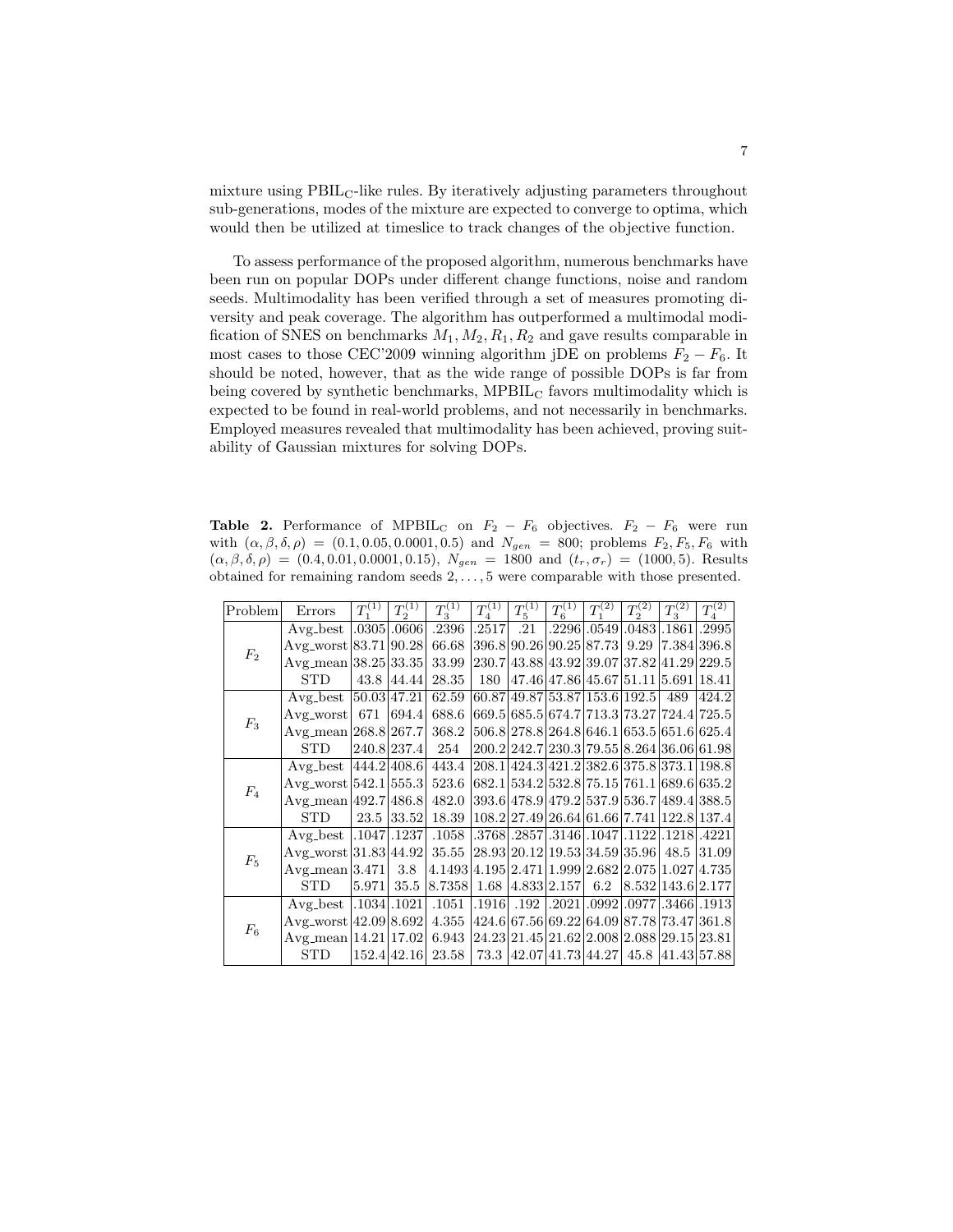mixture using $\text{PBIL}_\text{C}$-like rules. By iteratively adjusting parameters throughout sub-generations, modes of the mixture are expected to converge to optima, which would then be utilized at timeslice to track changes of the objective function.

To assess performance of the proposed algorithm, numerous benchmarks have been run on popular DOPs under different change functions, noise and random seeds. Multimodality has been verified through a set of measures promoting diversity and peak coverage. The algorithm has outperformed a multimodal modification of SNES on benchmarks $M_1, M_2, R_1, R_2$ and gave results comparable in most cases to those CEC'2009 winning algorithm jDE on problems $F_2 - F_6$. It should be noted, however, that as the wide range of possible DOPs is far from being covered by synthetic benchmarks, $\text{MPBIL}_\text{C}$ favors multimodality which is expected to be found in real-world problems, and not necessarily in benchmarks. Employed measures revealed that multimodality has been achieved, proving suitability of Gaussian mixtures for solving DOPs.

**Table 2.** Performance of $\text{MPBIL}_\text{C}$ on $F_2 - F_6$ objectives. $F_2 - F_6$ were run with $(\alpha, \beta, \delta, \rho) = (0.1, 0.05, 0.0001, 0.5)$ and $N_{gen} = 800$; problems $F_2, F_5, F_6$ with $(\alpha, \beta, \delta, \rho) = (0.4, 0.01, 0.0001, 0.15)$, $N_{gen} = 1800$ and $(t_r, \sigma_r) = (1000, 5)$. Results obtained for remaining random seeds $2, \dots, 5$ were comparable with those presented.

| Problem | Errors | $T_1^{(1)}$ | $T_2^{(1)}$ | $T_3^{(1)}$ | $T_4^{(1)}$ | $T_5^{(1)}$ | $T_6^{(1)}$ | $T_1^{(2)}$ | $T_2^{(2)}$ | $T_3^{(2)}$ | $T_4^{(2)}$ |
|---|---|---|---|---|---|---|---|---|---|---|---|
| $F_2$ | Avg_best | .0305 | .0606 | .2396 | .2517 | .21 | .2296 | .0549 | .0483 | .1861 | .2995 |
| | Avg_worst | 83.71 | 90.28 | 66.68 | 396.8 | 90.26 | 90.25 | 87.73 | 9.29 | 7.384 | 396.8 |
| | Avg_mean | 38.25 | 33.35 | 33.99 | 230.7 | 43.88 | 43.92 | 39.07 | 37.82 | 41.29 | 229.5 |
| | STD | 43.8 | 44.44 | 28.35 | 180 | 47.46 | 47.86 | 45.67 | 51.11 | 5.691 | 18.41 |
| $F_3$ | Avg_best | 50.03 | 47.21 | 62.59 | 60.87 | 49.87 | 53.87 | 153.6 | 192.5 | 489 | 424.2 |
| | Avg_worst | 671 | 694.4 | 688.6 | 669.5 | 685.5 | 674.7 | 713.3 | 73.27 | 724.4 | 725.5 |
| | Avg_mean | 268.8 | 267.7 | 368.2 | 506.8 | 278.8 | 264.8 | 646.1 | 653.5 | 651.6 | 625.4 |
| | STD | 240.8 | 237.4 | 254 | 200.2 | 242.7 | 230.3 | 79.55 | 8.264 | 36.06 | 61.98 |
| $F_4$ | Avg_best | 444.2 | 408.6 | 443.4 | 208.1 | 424.3 | 421.2 | 382.6 | 375.8 | 373.1 | 198.8 |
| | Avg_worst | 542.1 | 555.3 | 523.6 | 682.1 | 534.2 | 532.8 | 75.15 | 761.1 | 689.6 | 635.2 |
| | Avg_mean | 492.7 | 486.8 | 482.0 | 393.6 | 478.9 | 479.2 | 537.9 | 536.7 | 489.4 | 388.5 |
| | STD | 23.5 | 33.52 | 18.39 | 108.2 | 27.49 | 26.64 | 61.66 | 7.741 | 122.8 | 137.4 |
| $F_5$ | Avg_best | .1047 | .1237 | .1058 | .3768 | .2857 | .3146 | .1047 | .1122 | .1218 | .4221 |
| | Avg_worst | 31.83 | 44.92 | 35.55 | 28.93 | 20.12 | 19.53 | 34.59 | 35.96 | 48.5 | 31.09 |
| | Avg_mean | 3.471 | 3.8 | 4.1493 | 4.195 | 2.471 | 1.999 | 2.682 | 2.075 | 1.027 | 4.735 |
| | STD | 5.971 | 35.5 | 8.7358 | 1.68 | 4.833 | 2.157 | 6.2 | 8.532 | 143.6 | 2.177 |
| $F_6$ | Avg_best | .1034 | .1021 | .1051 | .1916 | .192 | .2021 | .0992 | .0977 | .3466 | .1913 |
| | Avg_worst | 42.09 | 8.692 | 4.355 | 424.6 | 67.56 | 69.22 | 64.09 | 87.78 | 73.47 | 361.8 |
| | Avg_mean | 14.21 | 17.02 | 6.943 | 24.23 | 21.45 | 21.62 | 2.008 | 2.088 | 29.15 | 23.81 |
| | STD | 152.4 | 42.16 | 23.58 | 73.3 | 42.07 | 41.73 | 44.27 | 45.8 | 41.43 | 57.88 |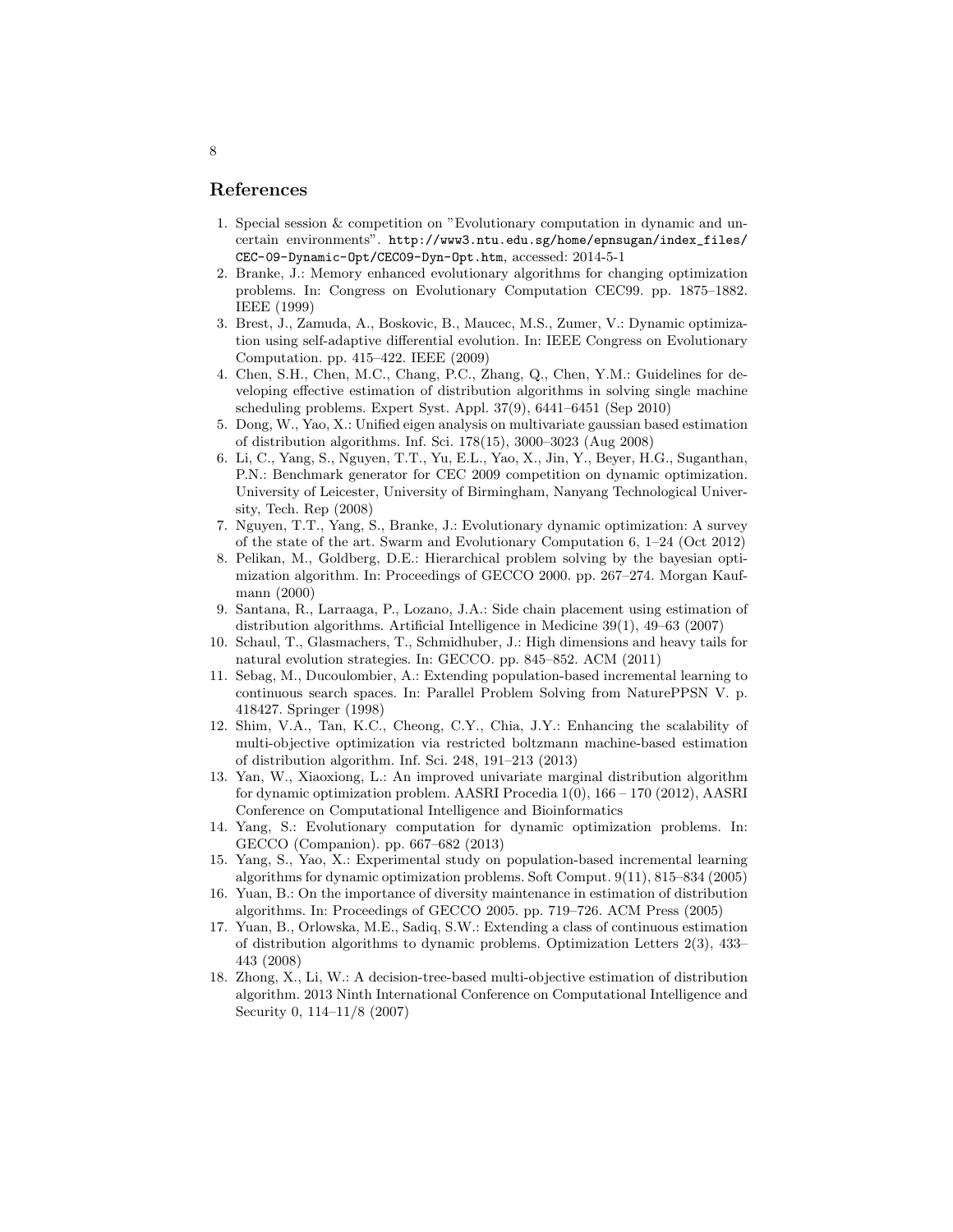## References

1. Special session & competition on "Evolutionary computation in dynamic and uncertain environments". http://www3.ntu.edu.sg/home/epnsugan/index_files/CEC-09-Dynamic-Opt/CEC09-Dyn-Opt.htm, accessed: 2014-5-1
2. Branke, J.: Memory enhanced evolutionary algorithms for changing optimization problems. In: Congress on Evolutionary Computation CEC99. pp. 1875–1882. IEEE (1999)
3. Brest, J., Zamuda, A., Boskovic, B., Maucec, M.S., Zumer, V.: Dynamic optimization using self-adaptive differential evolution. In: IEEE Congress on Evolutionary Computation. pp. 415–422. IEEE (2009)
4. Chen, S.H., Chen, M.C., Chang, P.C., Zhang, Q., Chen, Y.M.: Guidelines for developing effective estimation of distribution algorithms in solving single machine scheduling problems. Expert Syst. Appl. 37(9), 6441–6451 (Sep 2010)
5. Dong, W., Yao, X.: Unified eigen analysis on multivariate gaussian based estimation of distribution algorithms. Inf. Sci. 178(15), 3000–3023 (Aug 2008)
6. Li, C., Yang, S., Nguyen, T.T., Yu, E.L., Yao, X., Jin, Y., Beyer, H.G., Suganthan, P.N.: Benchmark generator for CEC 2009 competition on dynamic optimization. University of Leicester, University of Birmingham, Nanyang Technological University, Tech. Rep (2008)
7. Nguyen, T.T., Yang, S., Branke, J.: Evolutionary dynamic optimization: A survey of the state of the art. Swarm and Evolutionary Computation 6, 1–24 (Oct 2012)
8. Pelikan, M., Goldberg, D.E.: Hierarchical problem solving by the bayesian optimization algorithm. In: Proceedings of GECCO 2000. pp. 267–274. Morgan Kaufmann (2000)
9. Santana, R., Larraaga, P., Lozano, J.A.: Side chain placement using estimation of distribution algorithms. Artificial Intelligence in Medicine 39(1), 49–63 (2007)
10. Schaul, T., Glasmachers, T., Schmidhuber, J.: High dimensions and heavy tails for natural evolution strategies. In: GECCO. pp. 845–852. ACM (2011)
11. Sebag, M., Ducoulombier, A.: Extending population-based incremental learning to continuous search spaces. In: Parallel Problem Solving from NaturePPSN V. p. 418427. Springer (1998)
12. Shim, V.A., Tan, K.C., Cheong, C.Y., Chia, J.Y.: Enhancing the scalability of multi-objective optimization via restricted boltzmann machine-based estimation of distribution algorithm. Inf. Sci. 248, 191–213 (2013)
13. Yan, W., Xiaoxiong, L.: An improved univariate marginal distribution algorithm for dynamic optimization problem. AASRI Procedia 1(0), 166 – 170 (2012), AASRI Conference on Computational Intelligence and Bioinformatics
14. Yang, S.: Evolutionary computation for dynamic optimization problems. In: GECCO (Companion). pp. 667–682 (2013)
15. Yang, S., Yao, X.: Experimental study on population-based incremental learning algorithms for dynamic optimization problems. Soft Comput. 9(11), 815–834 (2005)
16. Yuan, B.: On the importance of diversity maintenance in estimation of distribution algorithms. In: Proceedings of GECCO 2005. pp. 719–726. ACM Press (2005)
17. Yuan, B., Orlowska, M.E., Sadiq, S.W.: Extending a class of continuous estimation of distribution algorithms to dynamic problems. Optimization Letters 2(3), 433–443 (2008)
18. Zhong, X., Li, W.: A decision-tree-based multi-objective estimation of distribution algorithm. 2013 Ninth International Conference on Computational Intelligence and Security 0, 114–11/8 (2007)